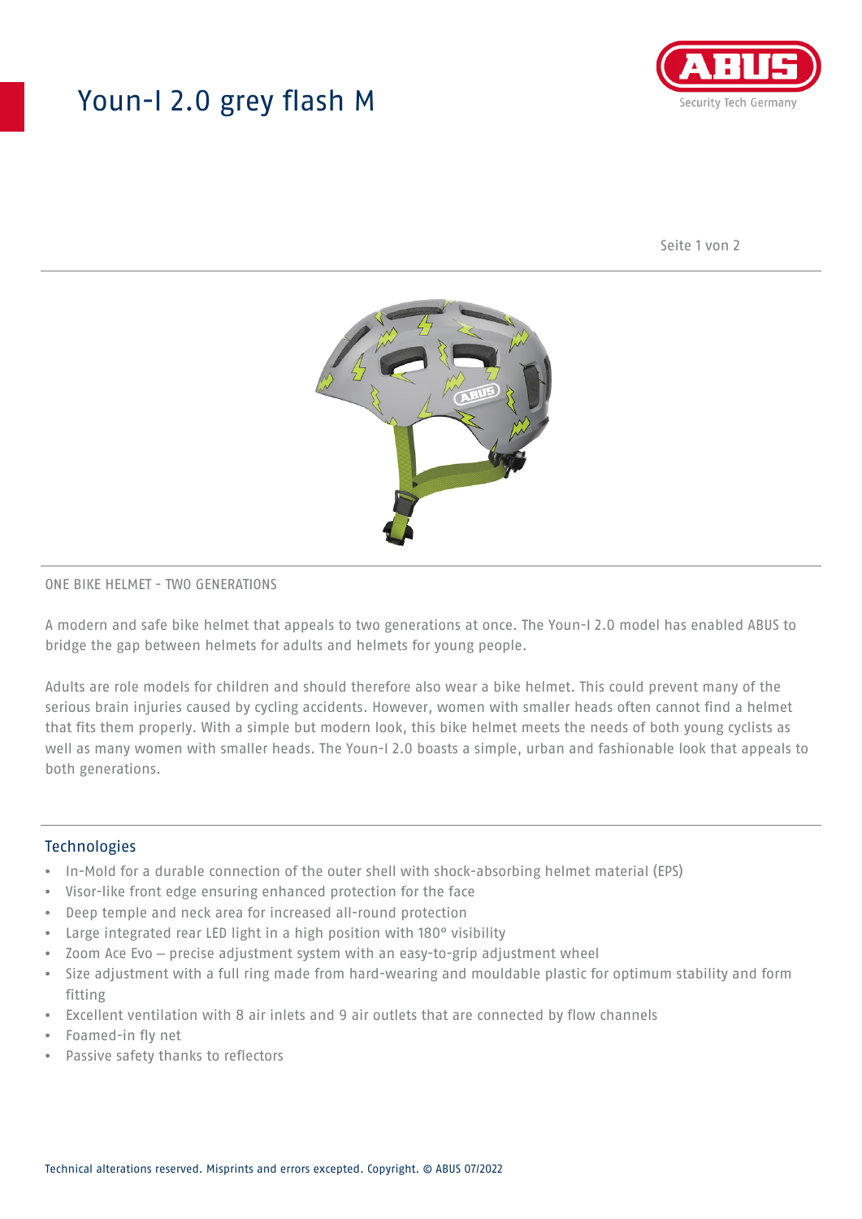# Youn-I 2.0 grey flash M

ABUS
Security Tech Germany

ONE BIKE HELMET - TWO GENERATIONS

A modern and safe bike helmet that appeals to two generations at once. The Youn-I 2.0 model has enabled ABUS to bridge the gap between helmets for adults and helmets for young people.

Adults are role models for children and should therefore also wear a bike helmet. This could prevent many of the serious brain injuries caused by cycling accidents. However, women with smaller heads often cannot find a helmet that fits them properly. With a simple but modern look, this bike helmet meets the needs of both young cyclists as well as many women with smaller heads. The Youn-I 2.0 boasts a simple, urban and fashionable look that appeals to both generations.

## Technologies

- In-Mold for a durable connection of the outer shell with shock-absorbing helmet material (EPS)
- Visor-like front edge ensuring enhanced protection for the face
- Deep temple and neck area for increased all-round protection
- Large integrated rear LED light in a high position with 180° visibility
- Zoom Ace Evo – precise adjustment system with an easy-to-grip adjustment wheel
- Size adjustment with a full ring made from hard-wearing and mouldable plastic for optimum stability and form fitting
- Excellent ventilation with 8 air inlets and 9 air outlets that are connected by flow channels
- Foamed-in fly net
- Passive safety thanks to reflectors

Technical alterations reserved. Misprints and errors excepted. Copyright. © ABUS 07/2022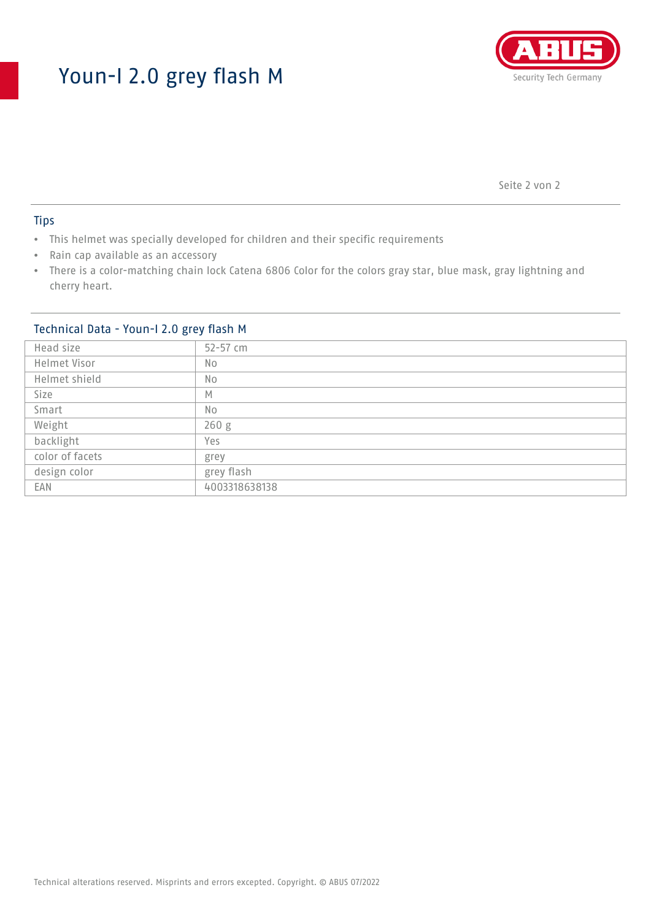# Youn-I 2.0 grey flash M

## Tips

- This helmet was specially developed for children and their specific requirements
- Rain cap available as an accessory
- There is a color-matching chain lock Catena 6806 Color for the colors gray star, blue mask, gray lightning and cherry heart.

## Technical Data - Youn-I 2.0 grey flash M

| | |
|---|---|
| Head size | 52-57 cm |
| Helmet Visor | No |
| Helmet shield | No |
| Size | M |
| Smart | No |
| Weight | 260 g |
| backlight | Yes |
| color of facets | grey |
| design color | grey flash |
| EAN | 4003318638138 |

Technical alterations reserved. Misprints and errors excepted. Copyright. © ABUS 07/2022